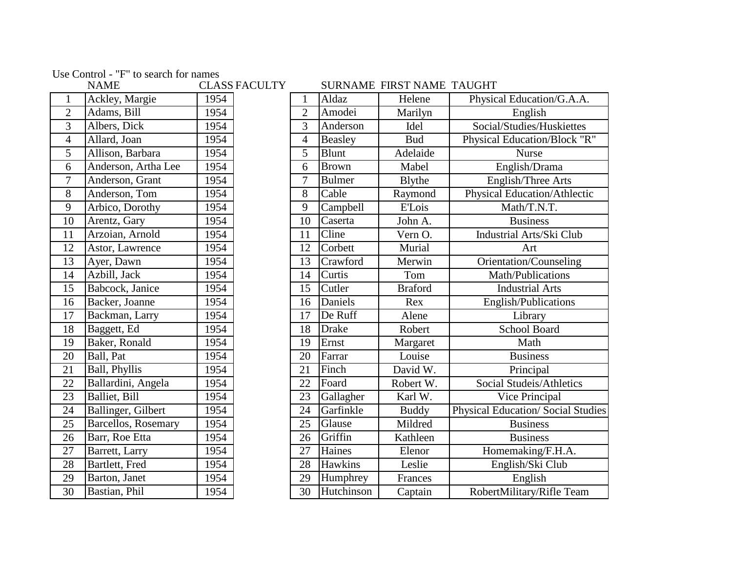Use Control - "F" to search for names

| | NAME | CLASS |
|---|---|---|
| 1 | Ackley, Margie | 1954 |
| 2 | Adams, Bill | 1954 |
| 3 | Albers, Dick | 1954 |
| 4 | Allard, Joan | 1954 |
| 5 | Allison, Barbara | 1954 |
| 6 | Anderson, Artha Lee | 1954 |
| 7 | Anderson, Grant | 1954 |
| 8 | Anderson, Tom | 1954 |
| 9 | Arbico, Dorothy | 1954 |
| 10 | Arentz, Gary | 1954 |
| 11 | Arzoian, Arnold | 1954 |
| 12 | Astor, Lawrence | 1954 |
| 13 | Ayer, Dawn | 1954 |
| 14 | Azbill, Jack | 1954 |
| 15 | Babcock, Janice | 1954 |
| 16 | Backer, Joanne | 1954 |
| 17 | Backman, Larry | 1954 |
| 18 | Baggett, Ed | 1954 |
| 19 | Baker, Ronald | 1954 |
| 20 | Ball, Pat | 1954 |
| 21 | Ball, Phyllis | 1954 |
| 22 | Ballardini, Angela | 1954 |
| 23 | Balliet, Bill | 1954 |
| 24 | Ballinger, Gilbert | 1954 |
| 25 | Barcellos, Rosemary | 1954 |
| 26 | Barr, Roe Etta | 1954 |
| 27 | Barrett, Larry | 1954 |
| 28 | Bartlett, Fred | 1954 |
| 29 | Barton, Janet | 1954 |
| 30 | Bastian, Phil | 1954 |

FACULTY

| | SURNAME | FIRST NAME | TAUGHT |
|---|---|---|---|
| 1 | Aldaz | Helene | Physical Education/G.A.A. |
| 2 | Amodei | Marilyn | English |
| 3 | Anderson | Idel | Social/Studies/Huskiettes |
| 4 | Beasley | Bud | Physical Education/Block "R" |
| 5 | Blunt | Adelaide | Nurse |
| 6 | Brown | Mabel | English/Drama |
| 7 | Bulmer | Blythe | English/Three Arts |
| 8 | Cable | Raymond | Physical Education/Athlectic |
| 9 | Campbell | E'Lois | Math/T.N.T. |
| 10 | Caserta | John A. | Business |
| 11 | Cline | Vern O. | Industrial Arts/Ski Club |
| 12 | Corbett | Murial | Art |
| 13 | Crawford | Merwin | Orientation/Counseling |
| 14 | Curtis | Tom | Math/Publications |
| 15 | Cutler | Braford | Industrial Arts |
| 16 | Daniels | Rex | English/Publications |
| 17 | De Ruff | Alene | Library |
| 18 | Drake | Robert | School Board |
| 19 | Ernst | Margaret | Math |
| 20 | Farrar | Louise | Business |
| 21 | Finch | David W. | Principal |
| 22 | Foard | Robert W. | Social Studeis/Athletics |
| 23 | Gallagher | Karl W. | Vice Principal |
| 24 | Garfinkle | Buddy | Physical Education/ Social Studies |
| 25 | Glause | Mildred | Business |
| 26 | Griffin | Kathleen | Business |
| 27 | Haines | Elenor | Homemaking/F.H.A. |
| 28 | Hawkins | Leslie | English/Ski Club |
| 29 | Humphrey | Frances | English |
| 30 | Hutchinson | Captain | RobertMilitary/Rifle Team |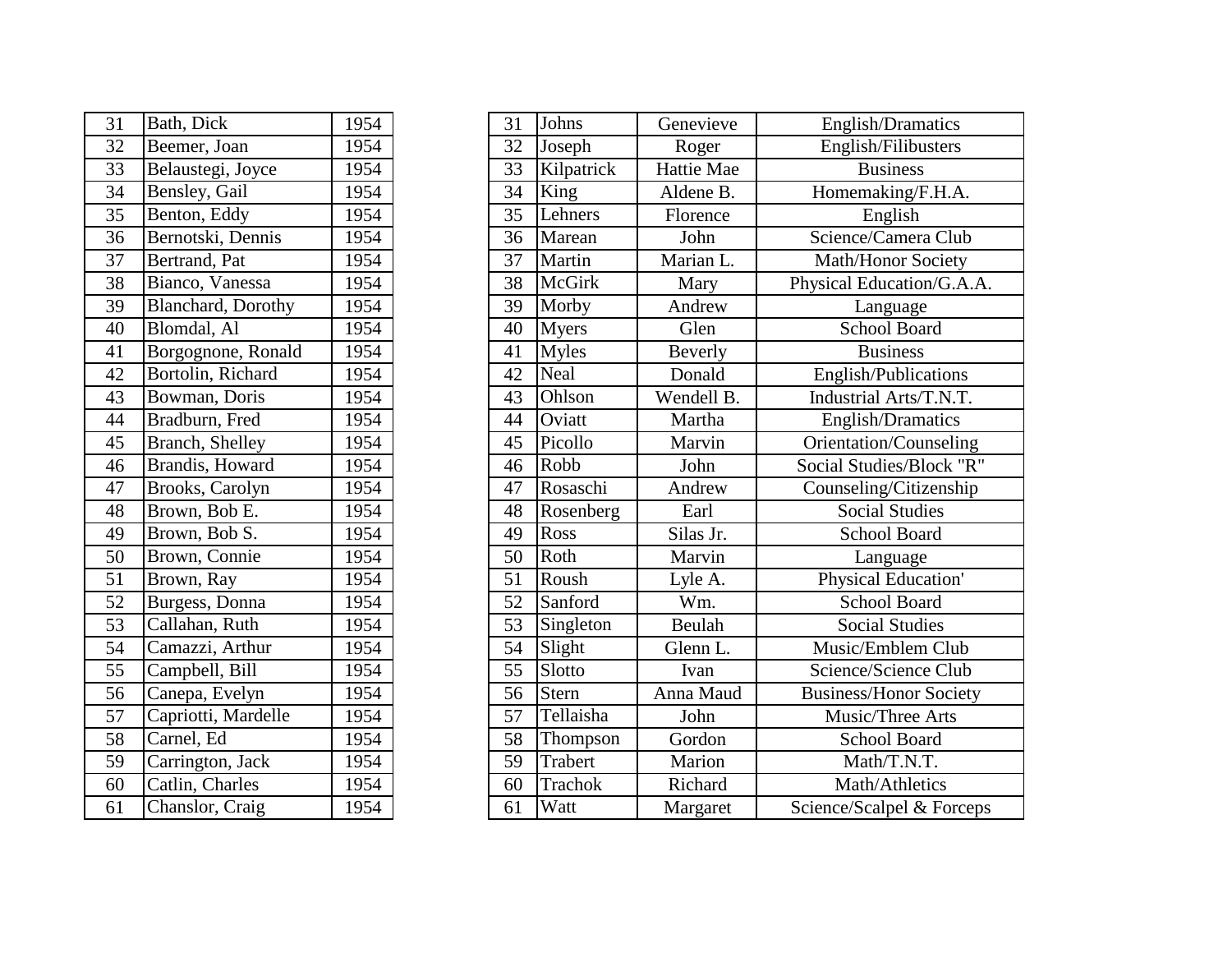| 31 | Bath, Dick | 1954 |
|---|---|---|
| 32 | Beemer, Joan | 1954 |
| 33 | Belaustegi, Joyce | 1954 |
| 34 | Bensley, Gail | 1954 |
| 35 | Benton, Eddy | 1954 |
| 36 | Bernotski, Dennis | 1954 |
| 37 | Bertrand, Pat | 1954 |
| 38 | Bianco, Vanessa | 1954 |
| 39 | Blanchard, Dorothy | 1954 |
| 40 | Blomdal, Al | 1954 |
| 41 | Borgognone, Ronald | 1954 |
| 42 | Bortolin, Richard | 1954 |
| 43 | Bowman, Doris | 1954 |
| 44 | Bradburn, Fred | 1954 |
| 45 | Branch, Shelley | 1954 |
| 46 | Brandis, Howard | 1954 |
| 47 | Brooks, Carolyn | 1954 |
| 48 | Brown, Bob E. | 1954 |
| 49 | Brown, Bob S. | 1954 |
| 50 | Brown, Connie | 1954 |
| 51 | Brown, Ray | 1954 |
| 52 | Burgess, Donna | 1954 |
| 53 | Callahan, Ruth | 1954 |
| 54 | Camazzi, Arthur | 1954 |
| 55 | Campbell, Bill | 1954 |
| 56 | Canepa, Evelyn | 1954 |
| 57 | Capriotti, Mardelle | 1954 |
| 58 | Carnel, Ed | 1954 |
| 59 | Carrington, Jack | 1954 |
| 60 | Catlin, Charles | 1954 |
| 61 | Chanslor, Craig | 1954 |

| 31 | Johns | Genevieve | English/Dramatics |
|---|---|---|---|
| 32 | Joseph | Roger | English/Filibusters |
| 33 | Kilpatrick | Hattie Mae | Business |
| 34 | King | Aldene B. | Homemaking/F.H.A. |
| 35 | Lehners | Florence | English |
| 36 | Marean | John | Science/Camera Club |
| 37 | Martin | Marian L. | Math/Honor Society |
| 38 | McGirk | Mary | Physical Education/G.A.A. |
| 39 | Morby | Andrew | Language |
| 40 | Myers | Glen | School Board |
| 41 | Myles | Beverly | Business |
| 42 | Neal | Donald | English/Publications |
| 43 | Ohlson | Wendell B. | Industrial Arts/T.N.T. |
| 44 | Oviatt | Martha | English/Dramatics |
| 45 | Picollo | Marvin | Orientation/Counseling |
| 46 | Robb | John | Social Studies/Block "R" |
| 47 | Rosaschi | Andrew | Counseling/Citizenship |
| 48 | Rosenberg | Earl | Social Studies |
| 49 | Ross | Silas Jr. | School Board |
| 50 | Roth | Marvin | Language |
| 51 | Roush | Lyle A. | Physical Education' |
| 52 | Sanford | Wm. | School Board |
| 53 | Singleton | Beulah | Social Studies |
| 54 | Slight | Glenn L. | Music/Emblem Club |
| 55 | Slotto | Ivan | Science/Science Club |
| 56 | Stern | Anna Maud | Business/Honor Society |
| 57 | Tellaisha | John | Music/Three Arts |
| 58 | Thompson | Gordon | School Board |
| 59 | Trabert | Marion | Math/T.N.T. |
| 60 | Trachok | Richard | Math/Athletics |
| 61 | Watt | Margaret | Science/Scalpel & Forceps |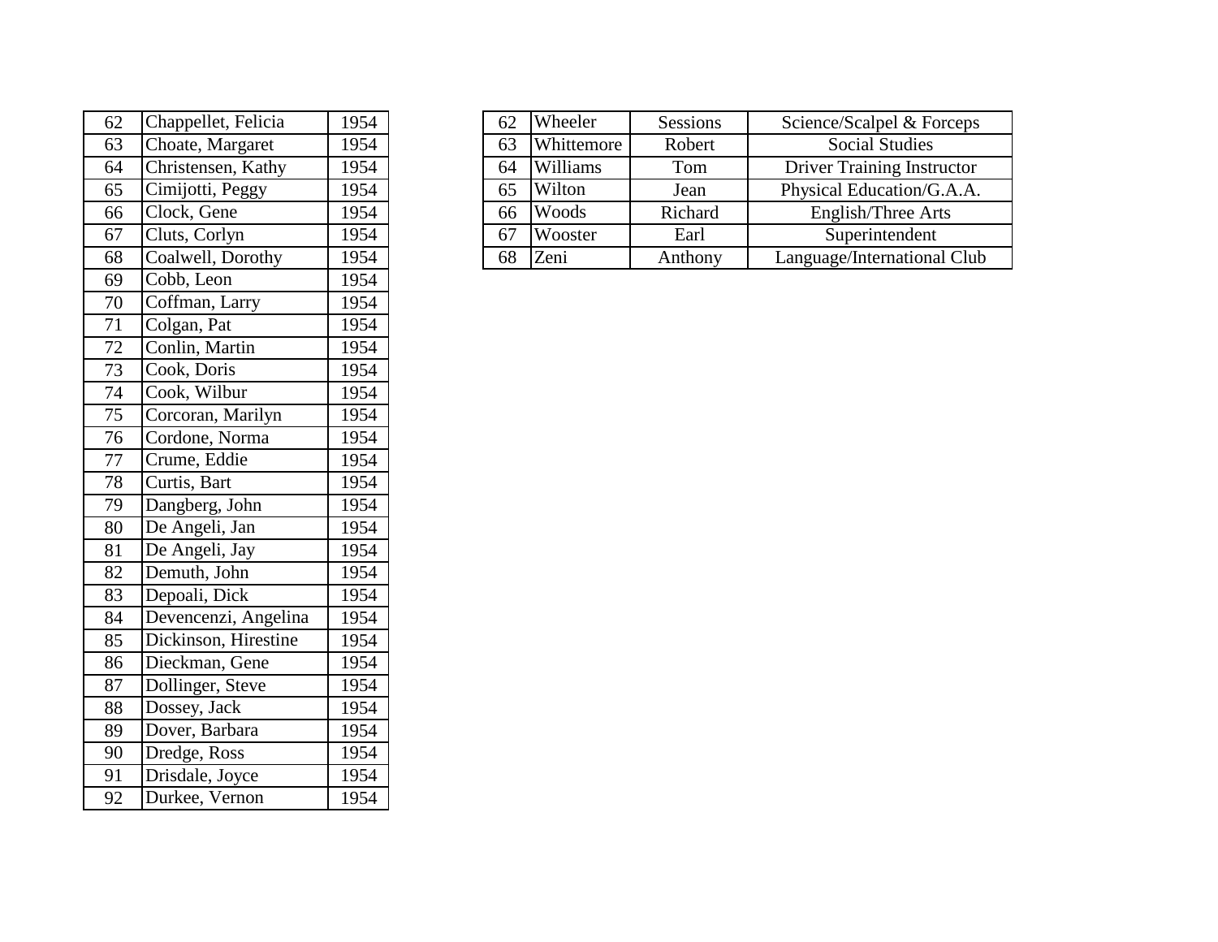| | | |
|---|---|---|
| 62 | Chappellet, Felicia | 1954 |
| 63 | Choate, Margaret | 1954 |
| 64 | Christensen, Kathy | 1954 |
| 65 | Cimijotti, Peggy | 1954 |
| 66 | Clock, Gene | 1954 |
| 67 | Cluts, Corlyn | 1954 |
| 68 | Coalwell, Dorothy | 1954 |
| 69 | Cobb, Leon | 1954 |
| 70 | Coffman, Larry | 1954 |
| 71 | Colgan, Pat | 1954 |
| 72 | Conlin, Martin | 1954 |
| 73 | Cook, Doris | 1954 |
| 74 | Cook, Wilbur | 1954 |
| 75 | Corcoran, Marilyn | 1954 |
| 76 | Cordone, Norma | 1954 |
| 77 | Crume, Eddie | 1954 |
| 78 | Curtis, Bart | 1954 |
| 79 | Dangberg, John | 1954 |
| 80 | De Angeli, Jan | 1954 |
| 81 | De Angeli, Jay | 1954 |
| 82 | Demuth, John | 1954 |
| 83 | Depoali, Dick | 1954 |
| 84 | Devencenzi, Angelina | 1954 |
| 85 | Dickinson, Hirestine | 1954 |
| 86 | Dieckman, Gene | 1954 |
| 87 | Dollinger, Steve | 1954 |
| 88 | Dossey, Jack | 1954 |
| 89 | Dover, Barbara | 1954 |
| 90 | Dredge, Ross | 1954 |
| 91 | Drisdale, Joyce | 1954 |
| 92 | Durkee, Vernon | 1954 |

| | | | |
|---|---|---|---|
| 62 | Wheeler | Sessions | Science/Scalpel & Forceps |
| 63 | Whittemore | Robert | Social Studies |
| 64 | Williams | Tom | Driver Training Instructor |
| 65 | Wilton | Jean | Physical Education/G.A.A. |
| 66 | Woods | Richard | English/Three Arts |
| 67 | Wooster | Earl | Superintendent |
| 68 | Zeni | Anthony | Language/International Club |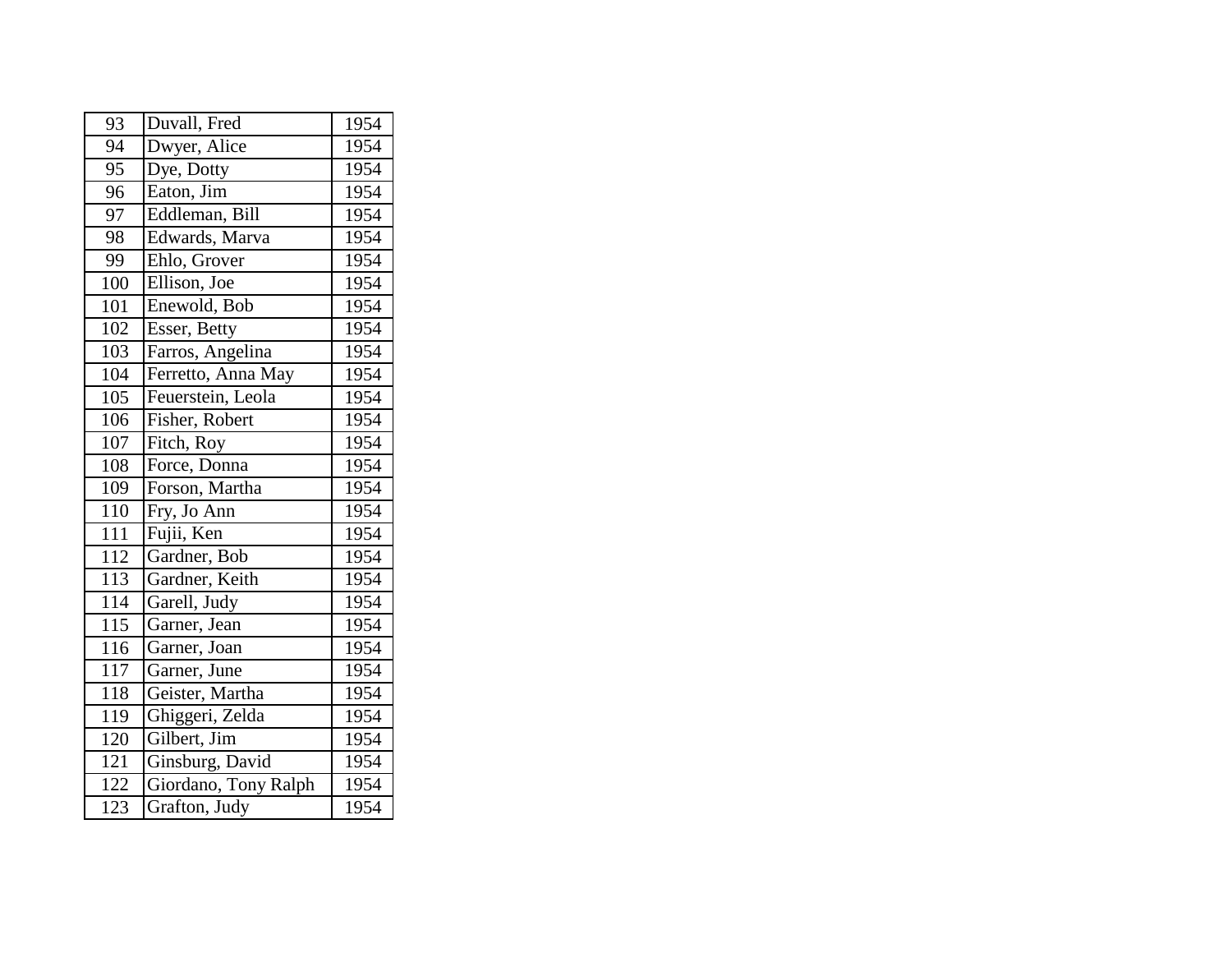| | | |
|---|---|---|
| 93 | Duvall, Fred | 1954 |
| 94 | Dwyer, Alice | 1954 |
| 95 | Dye, Dotty | 1954 |
| 96 | Eaton, Jim | 1954 |
| 97 | Eddleman, Bill | 1954 |
| 98 | Edwards, Marva | 1954 |
| 99 | Ehlo, Grover | 1954 |
| 100 | Ellison, Joe | 1954 |
| 101 | Enewold, Bob | 1954 |
| 102 | Esser, Betty | 1954 |
| 103 | Farros, Angelina | 1954 |
| 104 | Ferretto, Anna May | 1954 |
| 105 | Feuerstein, Leola | 1954 |
| 106 | Fisher, Robert | 1954 |
| 107 | Fitch, Roy | 1954 |
| 108 | Force, Donna | 1954 |
| 109 | Forson, Martha | 1954 |
| 110 | Fry, Jo Ann | 1954 |
| 111 | Fujii, Ken | 1954 |
| 112 | Gardner, Bob | 1954 |
| 113 | Gardner, Keith | 1954 |
| 114 | Garell, Judy | 1954 |
| 115 | Garner, Jean | 1954 |
| 116 | Garner, Joan | 1954 |
| 117 | Garner, June | 1954 |
| 118 | Geister, Martha | 1954 |
| 119 | Ghiggeri, Zelda | 1954 |
| 120 | Gilbert, Jim | 1954 |
| 121 | Ginsburg, David | 1954 |
| 122 | Giordano, Tony Ralph | 1954 |
| 123 | Grafton, Judy | 1954 |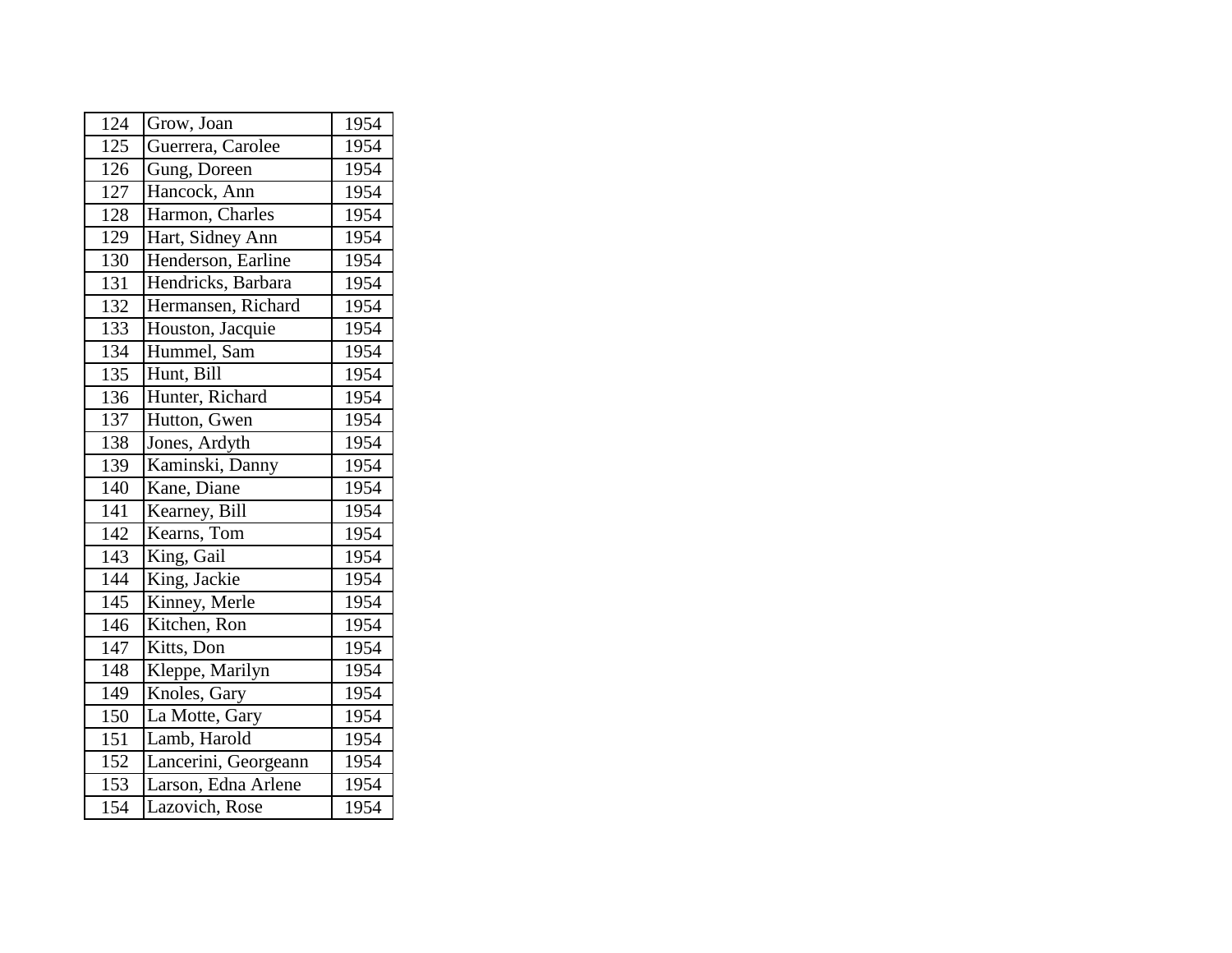| 124 | Grow, Joan | 1954 |
|---|---|---|
| 125 | Guerrera, Carolee | 1954 |
| 126 | Gung, Doreen | 1954 |
| 127 | Hancock, Ann | 1954 |
| 128 | Harmon, Charles | 1954 |
| 129 | Hart, Sidney Ann | 1954 |
| 130 | Henderson, Earline | 1954 |
| 131 | Hendricks, Barbara | 1954 |
| 132 | Hermansen, Richard | 1954 |
| 133 | Houston, Jacquie | 1954 |
| 134 | Hummel, Sam | 1954 |
| 135 | Hunt, Bill | 1954 |
| 136 | Hunter, Richard | 1954 |
| 137 | Hutton, Gwen | 1954 |
| 138 | Jones, Ardyth | 1954 |
| 139 | Kaminski, Danny | 1954 |
| 140 | Kane, Diane | 1954 |
| 141 | Kearney, Bill | 1954 |
| 142 | Kearns, Tom | 1954 |
| 143 | King, Gail | 1954 |
| 144 | King, Jackie | 1954 |
| 145 | Kinney, Merle | 1954 |
| 146 | Kitchen, Ron | 1954 |
| 147 | Kitts, Don | 1954 |
| 148 | Kleppe, Marilyn | 1954 |
| 149 | Knoles, Gary | 1954 |
| 150 | La Motte, Gary | 1954 |
| 151 | Lamb, Harold | 1954 |
| 152 | Lancerini, Georgeann | 1954 |
| 153 | Larson, Edna Arlene | 1954 |
| 154 | Lazovich, Rose | 1954 |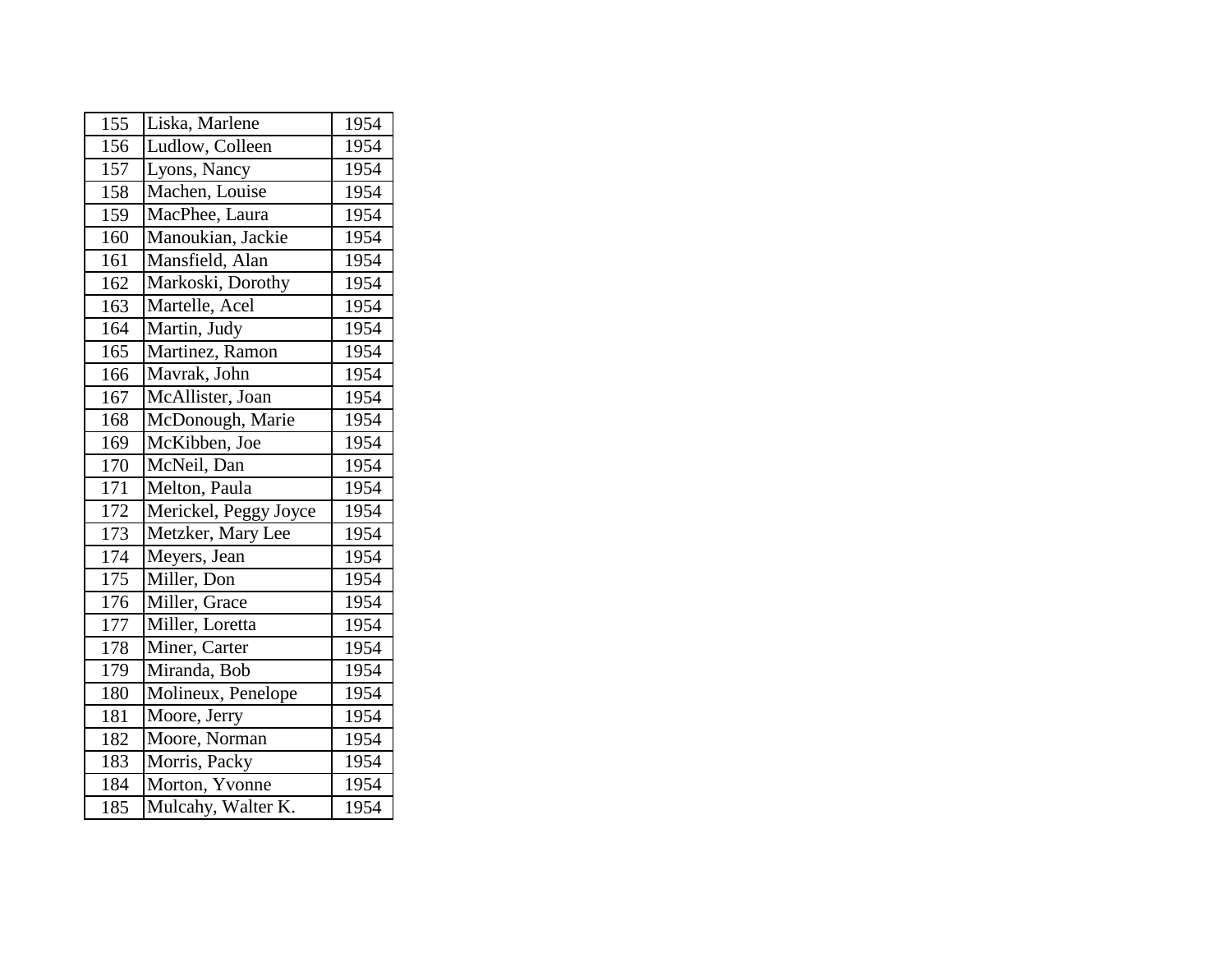| 155 | Liska, Marlene | 1954 |
|---|---|---|
| 156 | Ludlow, Colleen | 1954 |
| 157 | Lyons, Nancy | 1954 |
| 158 | Machen, Louise | 1954 |
| 159 | MacPhee, Laura | 1954 |
| 160 | Manoukian, Jackie | 1954 |
| 161 | Mansfield, Alan | 1954 |
| 162 | Markoski, Dorothy | 1954 |
| 163 | Martelle, Acel | 1954 |
| 164 | Martin, Judy | 1954 |
| 165 | Martinez, Ramon | 1954 |
| 166 | Mavrak, John | 1954 |
| 167 | McAllister, Joan | 1954 |
| 168 | McDonough, Marie | 1954 |
| 169 | McKibben, Joe | 1954 |
| 170 | McNeil, Dan | 1954 |
| 171 | Melton, Paula | 1954 |
| 172 | Merickel, Peggy Joyce | 1954 |
| 173 | Metzker, Mary Lee | 1954 |
| 174 | Meyers, Jean | 1954 |
| 175 | Miller, Don | 1954 |
| 176 | Miller, Grace | 1954 |
| 177 | Miller, Loretta | 1954 |
| 178 | Miner, Carter | 1954 |
| 179 | Miranda, Bob | 1954 |
| 180 | Molineux, Penelope | 1954 |
| 181 | Moore, Jerry | 1954 |
| 182 | Moore, Norman | 1954 |
| 183 | Morris, Packy | 1954 |
| 184 | Morton, Yvonne | 1954 |
| 185 | Mulcahy, Walter K. | 1954 |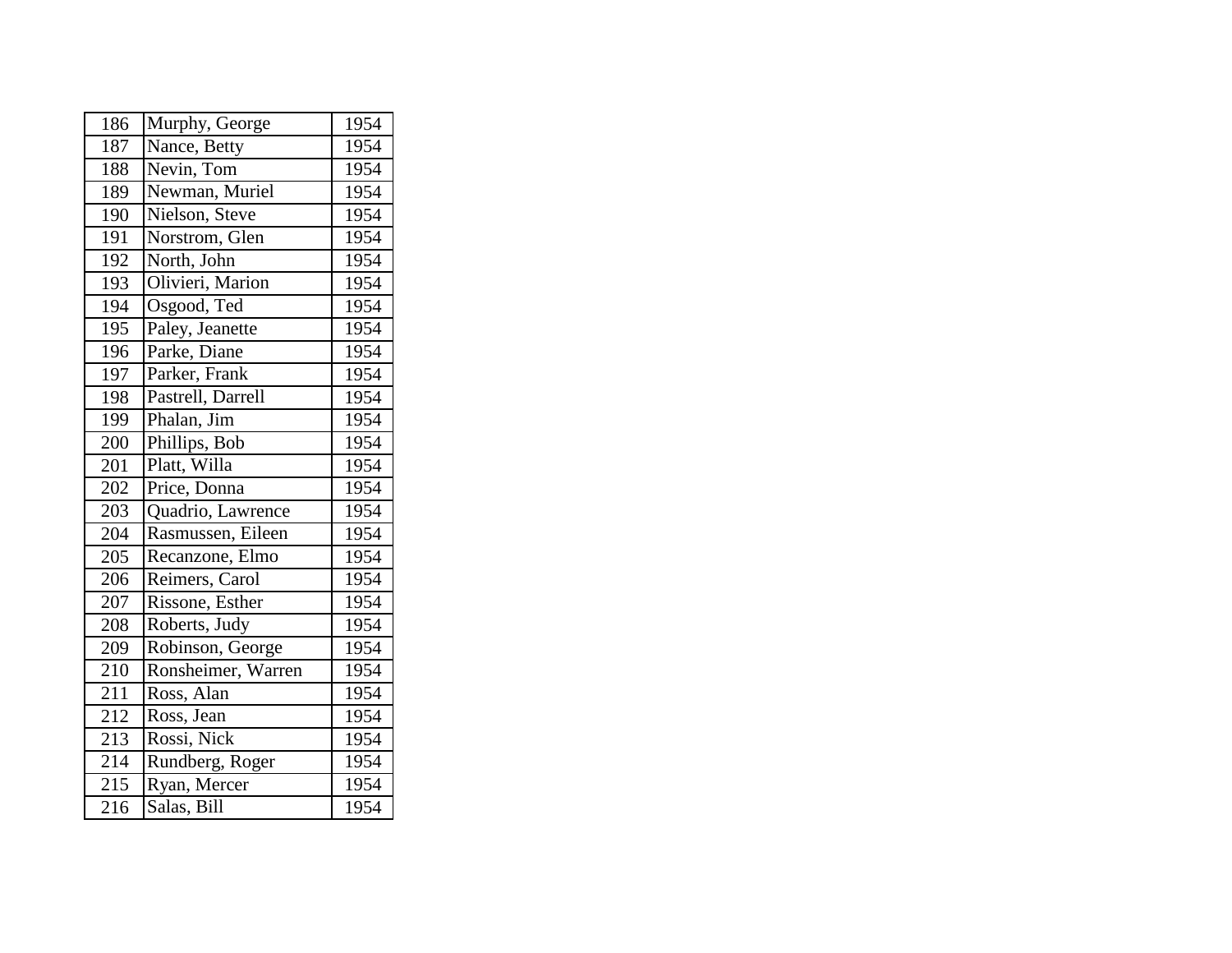| 186 | Murphy, George | 1954 |
|---|---|---|
| 187 | Nance, Betty | 1954 |
| 188 | Nevin, Tom | 1954 |
| 189 | Newman, Muriel | 1954 |
| 190 | Nielson, Steve | 1954 |
| 191 | Norstrom, Glen | 1954 |
| 192 | North, John | 1954 |
| 193 | Olivieri, Marion | 1954 |
| 194 | Osgood, Ted | 1954 |
| 195 | Paley, Jeanette | 1954 |
| 196 | Parke, Diane | 1954 |
| 197 | Parker, Frank | 1954 |
| 198 | Pastrell, Darrell | 1954 |
| 199 | Phalan, Jim | 1954 |
| 200 | Phillips, Bob | 1954 |
| 201 | Platt, Willa | 1954 |
| 202 | Price, Donna | 1954 |
| 203 | Quadrio, Lawrence | 1954 |
| 204 | Rasmussen, Eileen | 1954 |
| 205 | Recanzone, Elmo | 1954 |
| 206 | Reimers, Carol | 1954 |
| 207 | Rissone, Esther | 1954 |
| 208 | Roberts, Judy | 1954 |
| 209 | Robinson, George | 1954 |
| 210 | Ronsheimer, Warren | 1954 |
| 211 | Ross, Alan | 1954 |
| 212 | Ross, Jean | 1954 |
| 213 | Rossi, Nick | 1954 |
| 214 | Rundberg, Roger | 1954 |
| 215 | Ryan, Mercer | 1954 |
| 216 | Salas, Bill | 1954 |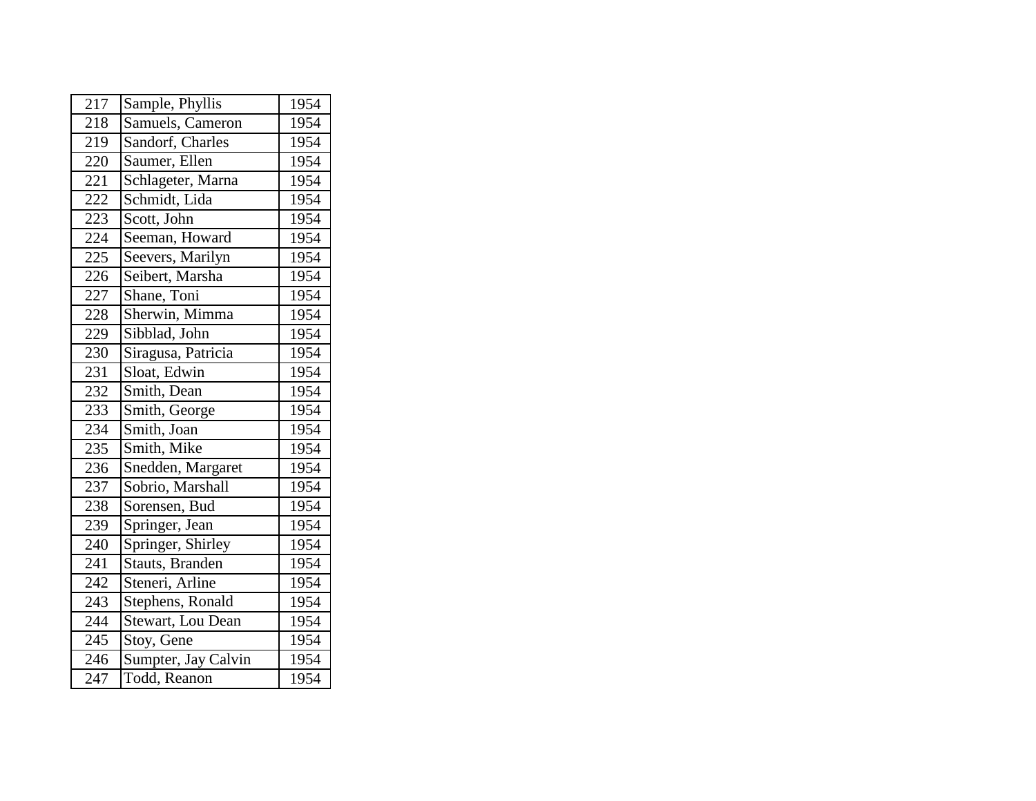| 217 | Sample, Phyllis | 1954 |
|---|---|---|
| 218 | Samuels, Cameron | 1954 |
| 219 | Sandorf, Charles | 1954 |
| 220 | Saumer, Ellen | 1954 |
| 221 | Schlageter, Marna | 1954 |
| 222 | Schmidt, Lida | 1954 |
| 223 | Scott, John | 1954 |
| 224 | Seeman, Howard | 1954 |
| 225 | Seevers, Marilyn | 1954 |
| 226 | Seibert, Marsha | 1954 |
| 227 | Shane, Toni | 1954 |
| 228 | Sherwin, Mimma | 1954 |
| 229 | Sibblad, John | 1954 |
| 230 | Siragusa, Patricia | 1954 |
| 231 | Sloat, Edwin | 1954 |
| 232 | Smith, Dean | 1954 |
| 233 | Smith, George | 1954 |
| 234 | Smith, Joan | 1954 |
| 235 | Smith, Mike | 1954 |
| 236 | Snedden, Margaret | 1954 |
| 237 | Sobrio, Marshall | 1954 |
| 238 | Sorensen, Bud | 1954 |
| 239 | Springer, Jean | 1954 |
| 240 | Springer, Shirley | 1954 |
| 241 | Stauts, Branden | 1954 |
| 242 | Steneri, Arline | 1954 |
| 243 | Stephens, Ronald | 1954 |
| 244 | Stewart, Lou Dean | 1954 |
| 245 | Stoy, Gene | 1954 |
| 246 | Sumpter, Jay Calvin | 1954 |
| 247 | Todd, Reanon | 1954 |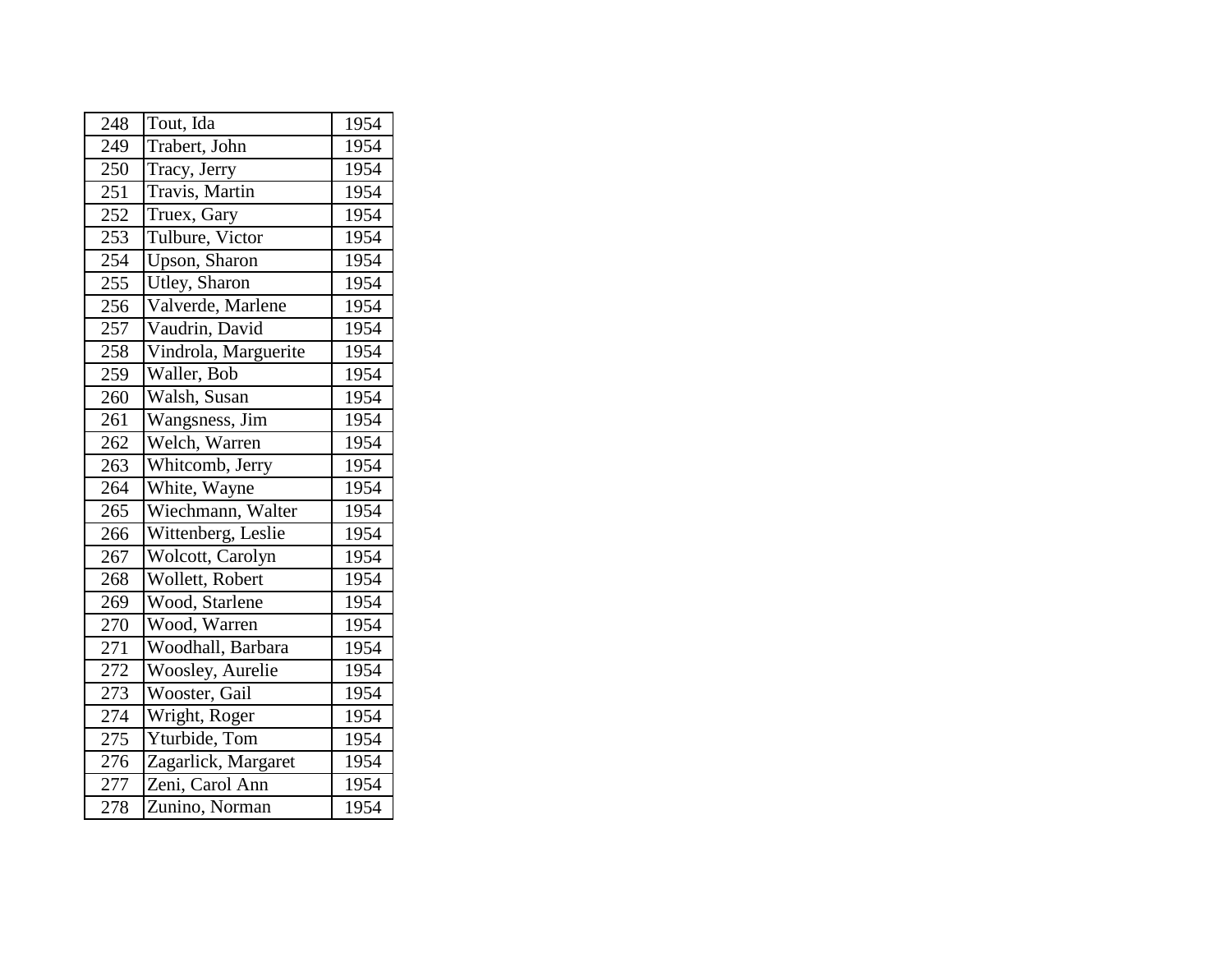| | | |
|---|---|---|
| 248 | Tout, Ida | 1954 |
| 249 | Trabert, John | 1954 |
| 250 | Tracy, Jerry | 1954 |
| 251 | Travis, Martin | 1954 |
| 252 | Truex, Gary | 1954 |
| 253 | Tulbure, Victor | 1954 |
| 254 | Upson, Sharon | 1954 |
| 255 | Utley, Sharon | 1954 |
| 256 | Valverde, Marlene | 1954 |
| 257 | Vaudrin, David | 1954 |
| 258 | Vindrola, Marguerite | 1954 |
| 259 | Waller, Bob | 1954 |
| 260 | Walsh, Susan | 1954 |
| 261 | Wangsness, Jim | 1954 |
| 262 | Welch, Warren | 1954 |
| 263 | Whitcomb, Jerry | 1954 |
| 264 | White, Wayne | 1954 |
| 265 | Wiechmann, Walter | 1954 |
| 266 | Wittenberg, Leslie | 1954 |
| 267 | Wolcott, Carolyn | 1954 |
| 268 | Wollett, Robert | 1954 |
| 269 | Wood, Starlene | 1954 |
| 270 | Wood, Warren | 1954 |
| 271 | Woodhall, Barbara | 1954 |
| 272 | Woosley, Aurelie | 1954 |
| 273 | Wooster, Gail | 1954 |
| 274 | Wright, Roger | 1954 |
| 275 | Yturbide, Tom | 1954 |
| 276 | Zagarlick, Margaret | 1954 |
| 277 | Zeni, Carol Ann | 1954 |
| 278 | Zunino, Norman | 1954 |